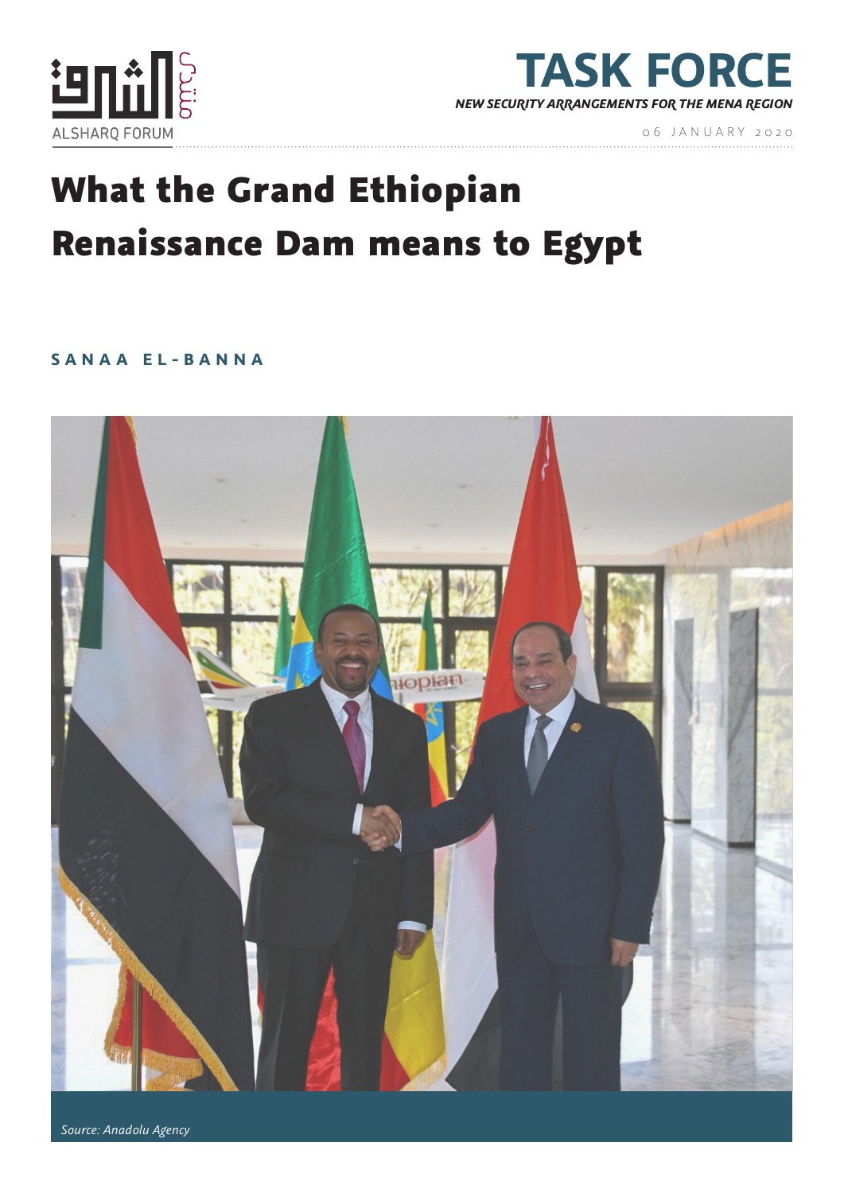ALSHARQ FORUM

# TASK FORCE

*NEW SECURITY ARRANGEMENTS FOR THE MENA REGION*

06 JANUARY 2020

# What the Grand Ethiopian Renaissance Dam means to Egypt

**SANAA EL-BANNA**

*Source: Anadolu Agency*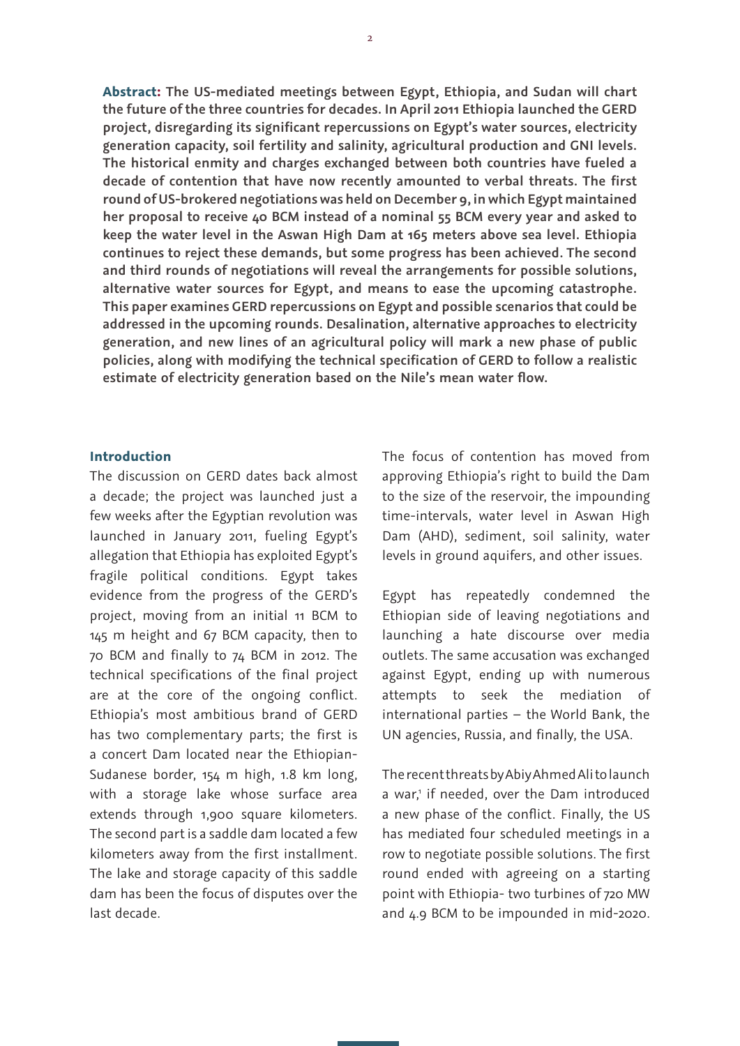**Abstract:** **The US-mediated meetings between Egypt, Ethiopia, and Sudan will chart the future of the three countries for decades. In April 2011 Ethiopia launched the GERD project, disregarding its significant repercussions on Egypt's water sources, electricity generation capacity, soil fertility and salinity, agricultural production and GNI levels. The historical enmity and charges exchanged between both countries have fueled a decade of contention that have now recently amounted to verbal threats. The first round of US-brokered negotiations was held on December 9, in which Egypt maintained her proposal to receive 40 BCM instead of a nominal 55 BCM every year and asked to keep the water level in the Aswan High Dam at 165 meters above sea level. Ethiopia continues to reject these demands, but some progress has been achieved. The second and third rounds of negotiations will reveal the arrangements for possible solutions, alternative water sources for Egypt, and means to ease the upcoming catastrophe. This paper examines GERD repercussions on Egypt and possible scenarios that could be addressed in the upcoming rounds. Desalination, alternative approaches to electricity generation, and new lines of an agricultural policy will mark a new phase of public policies, along with modifying the technical specification of GERD to follow a realistic estimate of electricity generation based on the Nile's mean water flow.**

## Introduction

The discussion on GERD dates back almost a decade; the project was launched just a few weeks after the Egyptian revolution was launched in January 2011, fueling Egypt's allegation that Ethiopia has exploited Egypt's fragile political conditions. Egypt takes evidence from the progress of the GERD's project, moving from an initial 11 BCM to 145 m height and 67 BCM capacity, then to 70 BCM and finally to 74 BCM in 2012. The technical specifications of the final project are at the core of the ongoing conflict. Ethiopia's most ambitious brand of GERD has two complementary parts; the first is a concert Dam located near the Ethiopian-Sudanese border, 154 m high, 1.8 km long, with a storage lake whose surface area extends through 1,900 square kilometers. The second part is a saddle dam located a few kilometers away from the first installment. The lake and storage capacity of this saddle dam has been the focus of disputes over the last decade.

The focus of contention has moved from approving Ethiopia's right to build the Dam to the size of the reservoir, the impounding time-intervals, water level in Aswan High Dam (AHD), sediment, soil salinity, water levels in ground aquifers, and other issues.

Egypt has repeatedly condemned the Ethiopian side of leaving negotiations and launching a hate discourse over media outlets. The same accusation was exchanged against Egypt, ending up with numerous attempts to seek the mediation of international parties – the World Bank, the UN agencies, Russia, and finally, the USA.

The recent threats by Abiy Ahmed Ali to launch a war,[1] if needed, over the Dam introduced a new phase of the conflict. Finally, the US has mediated four scheduled meetings in a row to negotiate possible solutions. The first round ended with agreeing on a starting point with Ethiopia- two turbines of 720 MW and 4.9 BCM to be impounded in mid-2020.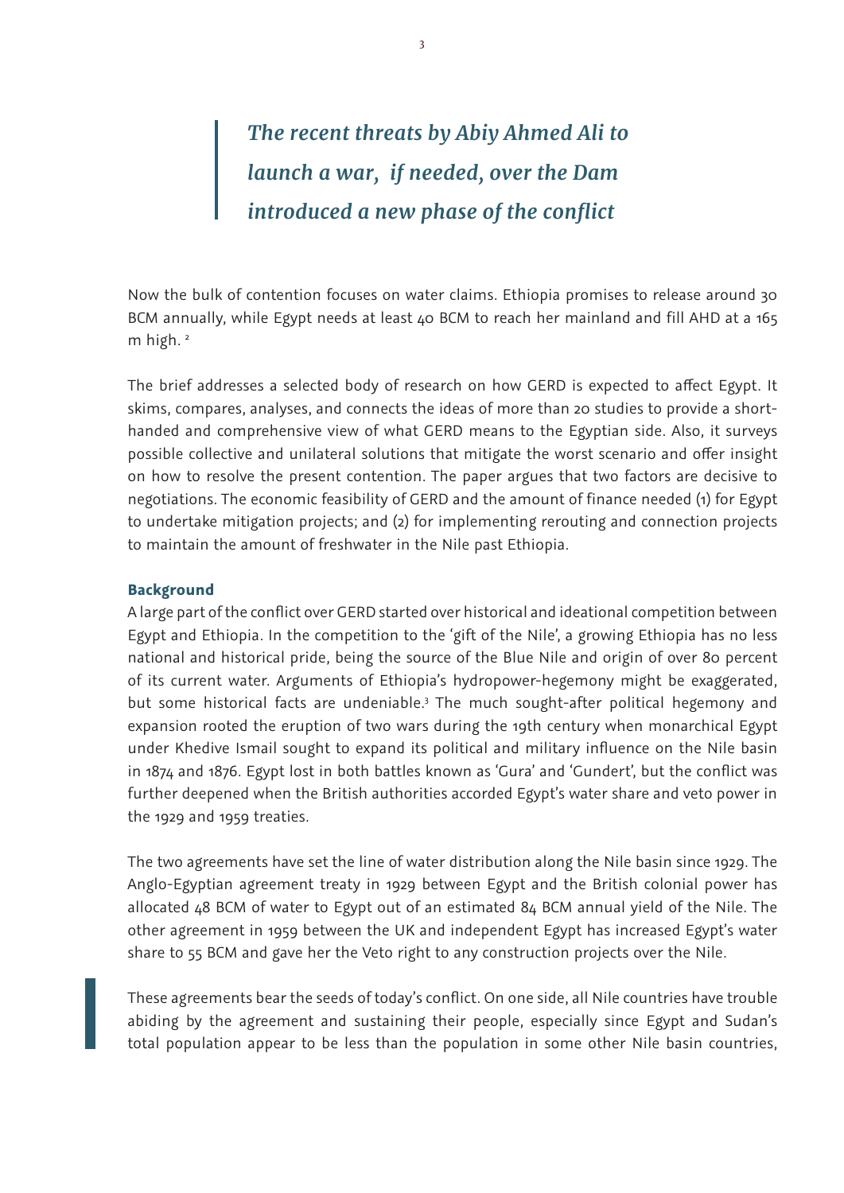> ***The recent threats by Abiy Ahmed Ali to launch a war, if needed, over the Dam introduced a new phase of the conflict***

Now the bulk of contention focuses on water claims. Ethiopia promises to release around 30 BCM annually, while Egypt needs at least 40 BCM to reach her mainland and fill AHD at a 165 m high. [2]

The brief addresses a selected body of research on how GERD is expected to affect Egypt. It skims, compares, analyses, and connects the ideas of more than 20 studies to provide a short-handed and comprehensive view of what GERD means to the Egyptian side. Also, it surveys possible collective and unilateral solutions that mitigate the worst scenario and offer insight on how to resolve the present contention. The paper argues that two factors are decisive to negotiations. The economic feasibility of GERD and the amount of finance needed (1) for Egypt to undertake mitigation projects; and (2) for implementing rerouting and connection projects to maintain the amount of freshwater in the Nile past Ethiopia.

## Background

A large part of the conflict over GERD started over historical and ideational competition between Egypt and Ethiopia. In the competition to the 'gift of the Nile', a growing Ethiopia has no less national and historical pride, being the source of the Blue Nile and origin of over 80 percent of its current water. Arguments of Ethiopia's hydropower-hegemony might be exaggerated, but some historical facts are undeniable.[3] The much sought-after political hegemony and expansion rooted the eruption of two wars during the 19th century when monarchical Egypt under Khedive Ismail sought to expand its political and military influence on the Nile basin in 1874 and 1876. Egypt lost in both battles known as 'Gura' and 'Gundert', but the conflict was further deepened when the British authorities accorded Egypt's water share and veto power in the 1929 and 1959 treaties.

The two agreements have set the line of water distribution along the Nile basin since 1929. The Anglo-Egyptian agreement treaty in 1929 between Egypt and the British colonial power has allocated 48 BCM of water to Egypt out of an estimated 84 BCM annual yield of the Nile. The other agreement in 1959 between the UK and independent Egypt has increased Egypt's water share to 55 BCM and gave her the Veto right to any construction projects over the Nile.

These agreements bear the seeds of today's conflict. On one side, all Nile countries have trouble abiding by the agreement and sustaining their people, especially since Egypt and Sudan's total population appear to be less than the population in some other Nile basin countries,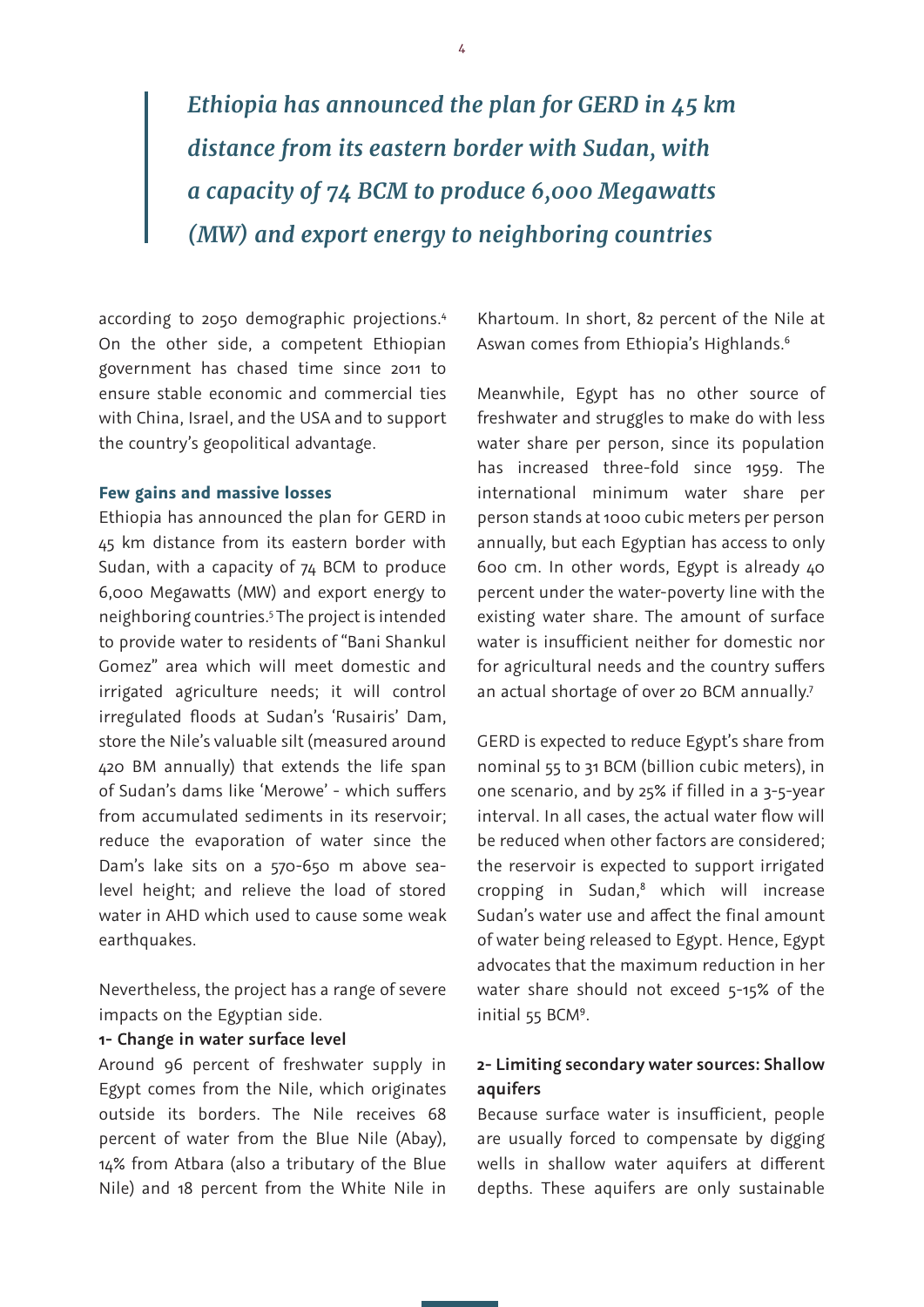> ***Ethiopia has announced the plan for GERD in 45 km distance from its eastern border with Sudan, with a capacity of 74 BCM to produce 6,000 Megawatts (MW) and export energy to neighboring countries***

according to 2050 demographic projections.[4] On the other side, a competent Ethiopian government has chased time since 2011 to ensure stable economic and commercial ties with China, Israel, and the USA and to support the country's geopolitical advantage.

### Few gains and massive losses

Ethiopia has announced the plan for GERD in 45 km distance from its eastern border with Sudan, with a capacity of 74 BCM to produce 6,000 Megawatts (MW) and export energy to neighboring countries.[5] The project is intended to provide water to residents of "Bani Shankul Gomez" area which will meet domestic and irrigated agriculture needs; it will control irregulated floods at Sudan's 'Rusairis' Dam, store the Nile's valuable silt (measured around 420 BM annually) that extends the life span of Sudan's dams like 'Merowe' - which suffers from accumulated sediments in its reservoir; reduce the evaporation of water since the Dam's lake sits on a 570-650 m above sea-level height; and relieve the load of stored water in AHD which used to cause some weak earthquakes.

Nevertheless, the project has a range of severe impacts on the Egyptian side.

#### 1- Change in water surface level

Around 96 percent of freshwater supply in Egypt comes from the Nile, which originates outside its borders. The Nile receives 68 percent of water from the Blue Nile (Abay), 14% from Atbara (also a tributary of the Blue Nile) and 18 percent from the White Nile in Khartoum. In short, 82 percent of the Nile at Aswan comes from Ethiopia's Highlands.[6]

Meanwhile, Egypt has no other source of freshwater and struggles to make do with less water share per person, since its population has increased three-fold since 1959. The international minimum water share per person stands at 1000 cubic meters per person annually, but each Egyptian has access to only 600 cm. In other words, Egypt is already 40 percent under the water-poverty line with the existing water share. The amount of surface water is insufficient neither for domestic nor for agricultural needs and the country suffers an actual shortage of over 20 BCM annually.[7]

GERD is expected to reduce Egypt's share from nominal 55 to 31 BCM (billion cubic meters), in one scenario, and by 25% if filled in a 3-5-year interval. In all cases, the actual water flow will be reduced when other factors are considered; the reservoir is expected to support irrigated cropping in Sudan,[8] which will increase Sudan's water use and affect the final amount of water being released to Egypt. Hence, Egypt advocates that the maximum reduction in her water share should not exceed 5-15% of the initial 55 BCM[9].

#### 2- Limiting secondary water sources: Shallow aquifers

Because surface water is insufficient, people are usually forced to compensate by digging wells in shallow water aquifers at different depths. These aquifers are only sustainable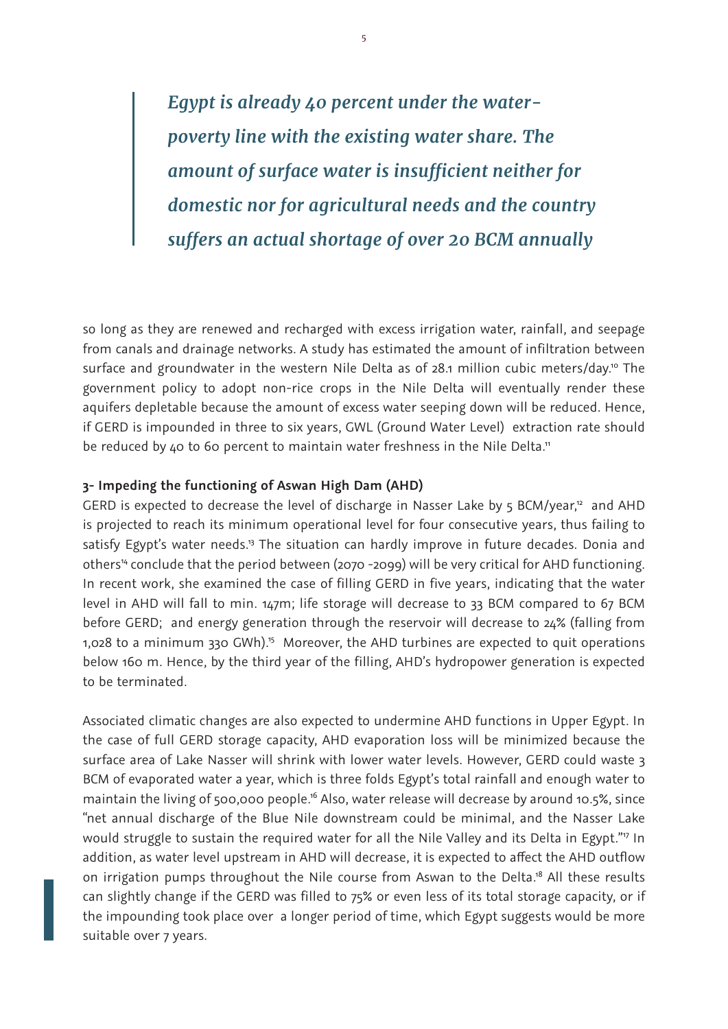> ***Egypt is already 40 percent under the water-poverty line with the existing water share. The amount of surface water is insufficient neither for domestic nor for agricultural needs and the country suffers an actual shortage of over 20 BCM annually***

so long as they are renewed and recharged with excess irrigation water, rainfall, and seepage from canals and drainage networks. A study has estimated the amount of infiltration between surface and groundwater in the western Nile Delta as of 28.1 million cubic meters/day.[10] The government policy to adopt non-rice crops in the Nile Delta will eventually render these aquifers depletable because the amount of excess water seeping down will be reduced. Hence, if GERD is impounded in three to six years, GWL (Ground Water Level) extraction rate should be reduced by 40 to 60 percent to maintain water freshness in the Nile Delta.[11]

**3- Impeding the functioning of Aswan High Dam (AHD)**

GERD is expected to decrease the level of discharge in Nasser Lake by 5 BCM/year,[12] and AHD is projected to reach its minimum operational level for four consecutive years, thus failing to satisfy Egypt's water needs.[13] The situation can hardly improve in future decades. Donia and others[14] conclude that the period between (2070 -2099) will be very critical for AHD functioning. In recent work, she examined the case of filling GERD in five years, indicating that the water level in AHD will fall to min. 147m; life storage will decrease to 33 BCM compared to 67 BCM before GERD; and energy generation through the reservoir will decrease to 24% (falling from 1,028 to a minimum 330 GWh).[15] Moreover, the AHD turbines are expected to quit operations below 160 m. Hence, by the third year of the filling, AHD's hydropower generation is expected to be terminated.

Associated climatic changes are also expected to undermine AHD functions in Upper Egypt. In the case of full GERD storage capacity, AHD evaporation loss will be minimized because the surface area of Lake Nasser will shrink with lower water levels. However, GERD could waste 3 BCM of evaporated water a year, which is three folds Egypt's total rainfall and enough water to maintain the living of 500,000 people.[16] Also, water release will decrease by around 10.5%, since "net annual discharge of the Blue Nile downstream could be minimal, and the Nasser Lake would struggle to sustain the required water for all the Nile Valley and its Delta in Egypt."[17] In addition, as water level upstream in AHD will decrease, it is expected to affect the AHD outflow on irrigation pumps throughout the Nile course from Aswan to the Delta.[18] All these results can slightly change if the GERD was filled to 75% or even less of its total storage capacity, or if the impounding took place over a longer period of time, which Egypt suggests would be more suitable over 7 years.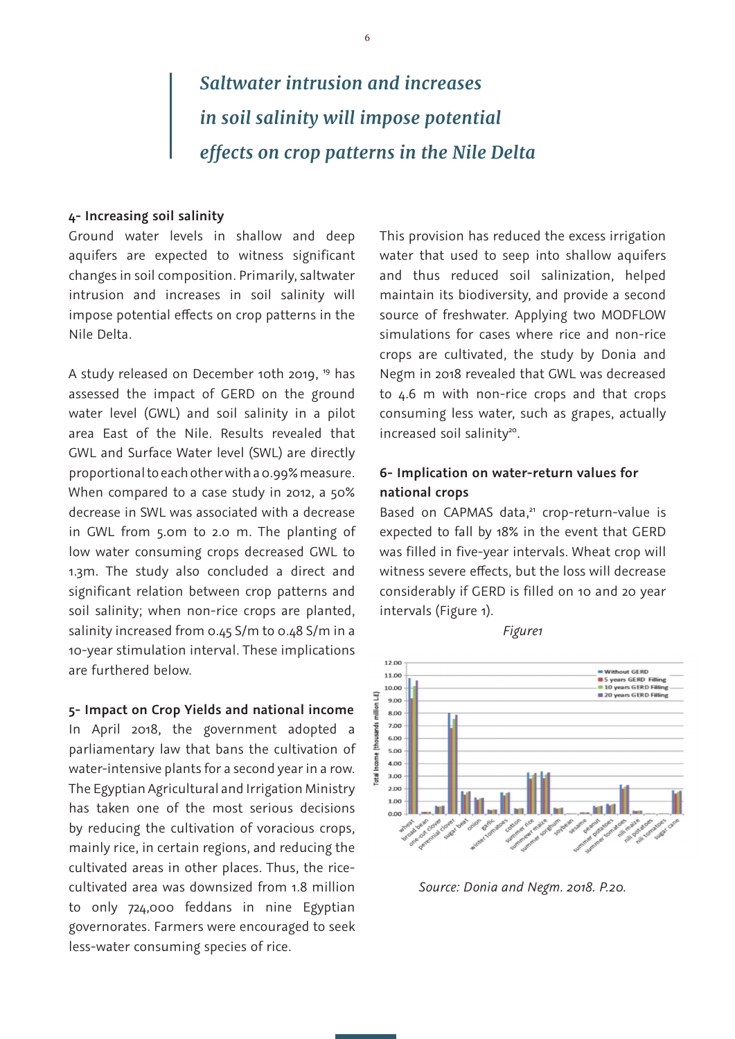> ***Saltwater intrusion and increases in soil salinity will impose potential effects on crop patterns in the Nile Delta***

#### 4- Increasing soil salinity

Ground water levels in shallow and deep aquifers are expected to witness significant changes in soil composition. Primarily, saltwater intrusion and increases in soil salinity will impose potential effects on crop patterns in the Nile Delta.

A study released on December 10th 2019, [19] has assessed the impact of GERD on the ground water level (GWL) and soil salinity in a pilot area East of the Nile. Results revealed that GWL and Surface Water level (SWL) are directly proportional to each other with a 0.99% measure. When compared to a case study in 2012, a 50% decrease in SWL was associated with a decrease in GWL from 5.0m to 2.0 m. The planting of low water consuming crops decreased GWL to 1.3m. The study also concluded a direct and significant relation between crop patterns and soil salinity; when non-rice crops are planted, salinity increased from 0.45 S/m to 0.48 S/m in a 10-year stimulation interval. These implications are furthered below.

#### 5- Impact on Crop Yields and national income

In April 2018, the government adopted a parliamentary law that bans the cultivation of water-intensive plants for a second year in a row. The Egyptian Agricultural and Irrigation Ministry has taken one of the most serious decisions by reducing the cultivation of voracious crops, mainly rice, in certain regions, and reducing the cultivated areas in other places. Thus, the rice-cultivated area was downsized from 1.8 million to only 724,000 feddans in nine Egyptian governorates. Farmers were encouraged to seek less-water consuming species of rice.

This provision has reduced the excess irrigation water that used to seep into shallow aquifers and thus reduced soil salinization, helped maintain its biodiversity, and provide a second source of freshwater. Applying two MODFLOW simulations for cases where rice and non-rice crops are cultivated, the study by Donia and Negm in 2018 revealed that GWL was decreased to 4.6 m with non-rice crops and that crops consuming less water, such as grapes, actually increased soil salinity[20].

#### 6- Implication on water-return values for national crops

Based on CAPMAS data,[21] crop-return-value is expected to fall by 18% in the event that GERD was filled in five-year intervals. Wheat crop will witness severe effects, but the loss will decrease considerably if GERD is filled on 10 and 20 year intervals (Figure 1).

*Figure1*

*Source: Donia and Negm. 2018. P.20.*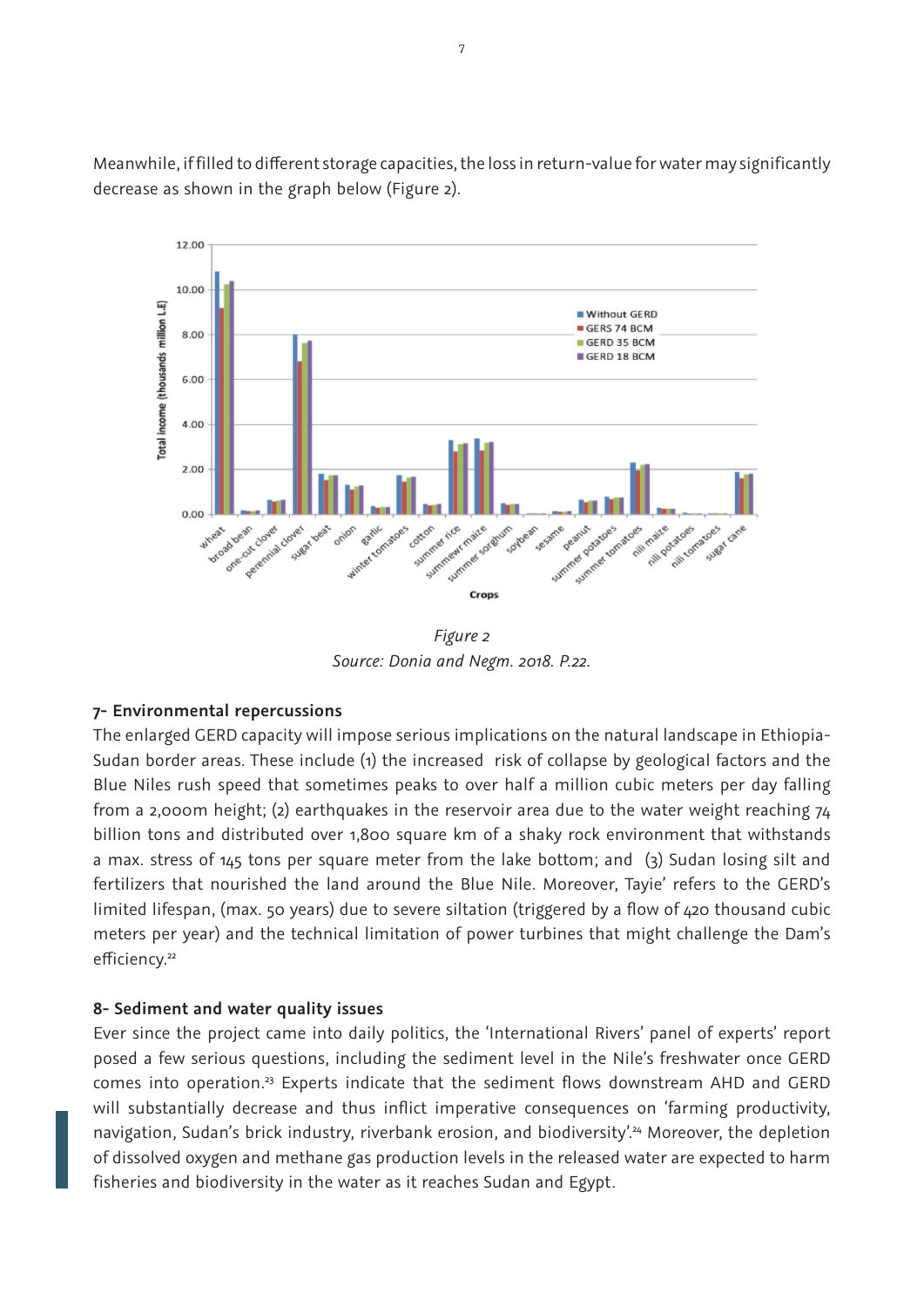Meanwhile, if filled to different storage capacities, the loss in return-value for water may significantly decrease as shown in the graph below (Figure 2).

*Figure 2*
*Source: Donia and Negm. 2018. P.22.*

**7- Environmental repercussions**

The enlarged GERD capacity will impose serious implications on the natural landscape in Ethiopia-Sudan border areas. These include (1) the increased risk of collapse by geological factors and the Blue Niles rush speed that sometimes peaks to over half a million cubic meters per day falling from a 2,000m height; (2) earthquakes in the reservoir area due to the water weight reaching 74 billion tons and distributed over 1,800 square km of a shaky rock environment that withstands a max. stress of 145 tons per square meter from the lake bottom; and (3) Sudan losing silt and fertilizers that nourished the land around the Blue Nile. Moreover, Tayie' refers to the GERD's limited lifespan, (max. 50 years) due to severe siltation (triggered by a flow of 420 thousand cubic meters per year) and the technical limitation of power turbines that might challenge the Dam's efficiency.[22]

**8- Sediment and water quality issues**

Ever since the project came into daily politics, the 'International Rivers' panel of experts' report posed a few serious questions, including the sediment level in the Nile's freshwater once GERD comes into operation.[23] Experts indicate that the sediment flows downstream AHD and GERD will substantially decrease and thus inflict imperative consequences on 'farming productivity, navigation, Sudan's brick industry, riverbank erosion, and biodiversity'.[24] Moreover, the depletion of dissolved oxygen and methane gas production levels in the released water are expected to harm fisheries and biodiversity in the water as it reaches Sudan and Egypt.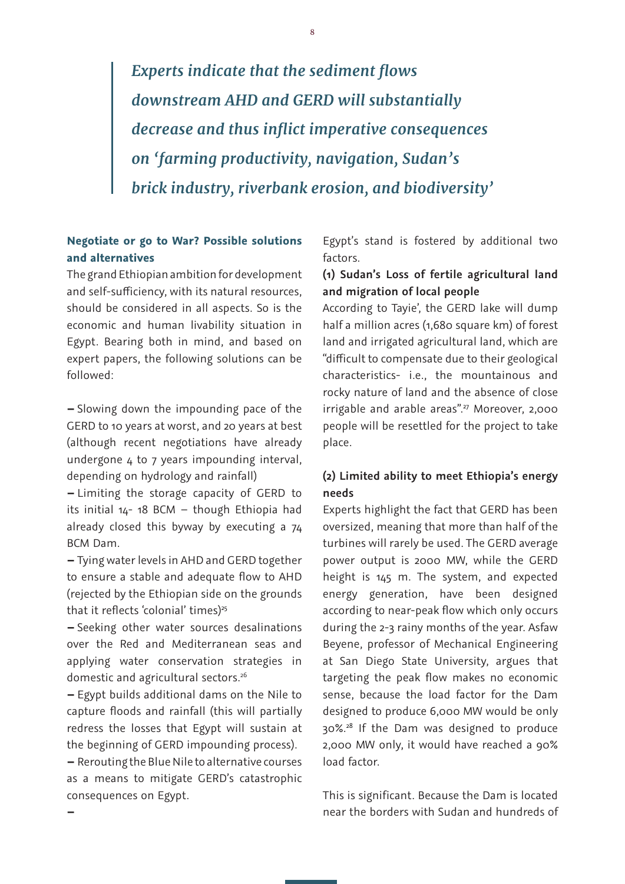> ***Experts indicate that the sediment flows downstream AHD and GERD will substantially decrease and thus inflict imperative consequences on 'farming productivity, navigation, Sudan's brick industry, riverbank erosion, and biodiversity'***

**Negotiate or go to War? Possible solutions and alternatives**

The grand Ethiopian ambition for development and self-sufficiency, with its natural resources, should be considered in all aspects. So is the economic and human livability situation in Egypt. Bearing both in mind, and based on expert papers, the following solutions can be followed:

– Slowing down the impounding pace of the GERD to 10 years at worst, and 20 years at best (although recent negotiations have already undergone 4 to 7 years impounding interval, depending on hydrology and rainfall)

– Limiting the storage capacity of GERD to its initial 14- 18 BCM – though Ethiopia had already closed this byway by executing a 74 BCM Dam.

– Tying water levels in AHD and GERD together to ensure a stable and adequate flow to AHD (rejected by the Ethiopian side on the grounds that it reflects 'colonial' times)[25]

– Seeking other water sources desalinations over the Red and Mediterranean seas and applying water conservation strategies in domestic and agricultural sectors.[26]

– Egypt builds additional dams on the Nile to capture floods and rainfall (this will partially redress the losses that Egypt will sustain at the beginning of GERD impounding process).

– Rerouting the Blue Nile to alternative courses as a means to mitigate GERD's catastrophic consequences on Egypt.

–

Egypt's stand is fostered by additional two factors.

**(1) Sudan's Loss of fertile agricultural land and migration of local people**

According to Tayie', the GERD lake will dump half a million acres (1,680 square km) of forest land and irrigated agricultural land, which are "difficult to compensate due to their geological characteristics- i.e., the mountainous and rocky nature of land and the absence of close irrigable and arable areas".[27] Moreover, 2,000 people will be resettled for the project to take place.

**(2) Limited ability to meet Ethiopia's energy needs**

Experts highlight the fact that GERD has been oversized, meaning that more than half of the turbines will rarely be used. The GERD average power output is 2000 MW, while the GERD height is 145 m. The system, and expected energy generation, have been designed according to near-peak flow which only occurs during the 2-3 rainy months of the year. Asfaw Beyene, professor of Mechanical Engineering at San Diego State University, argues that targeting the peak flow makes no economic sense, because the load factor for the Dam designed to produce 6,000 MW would be only 30%.[28] If the Dam was designed to produce 2,000 MW only, it would have reached a 90% load factor.

This is significant. Because the Dam is located near the borders with Sudan and hundreds of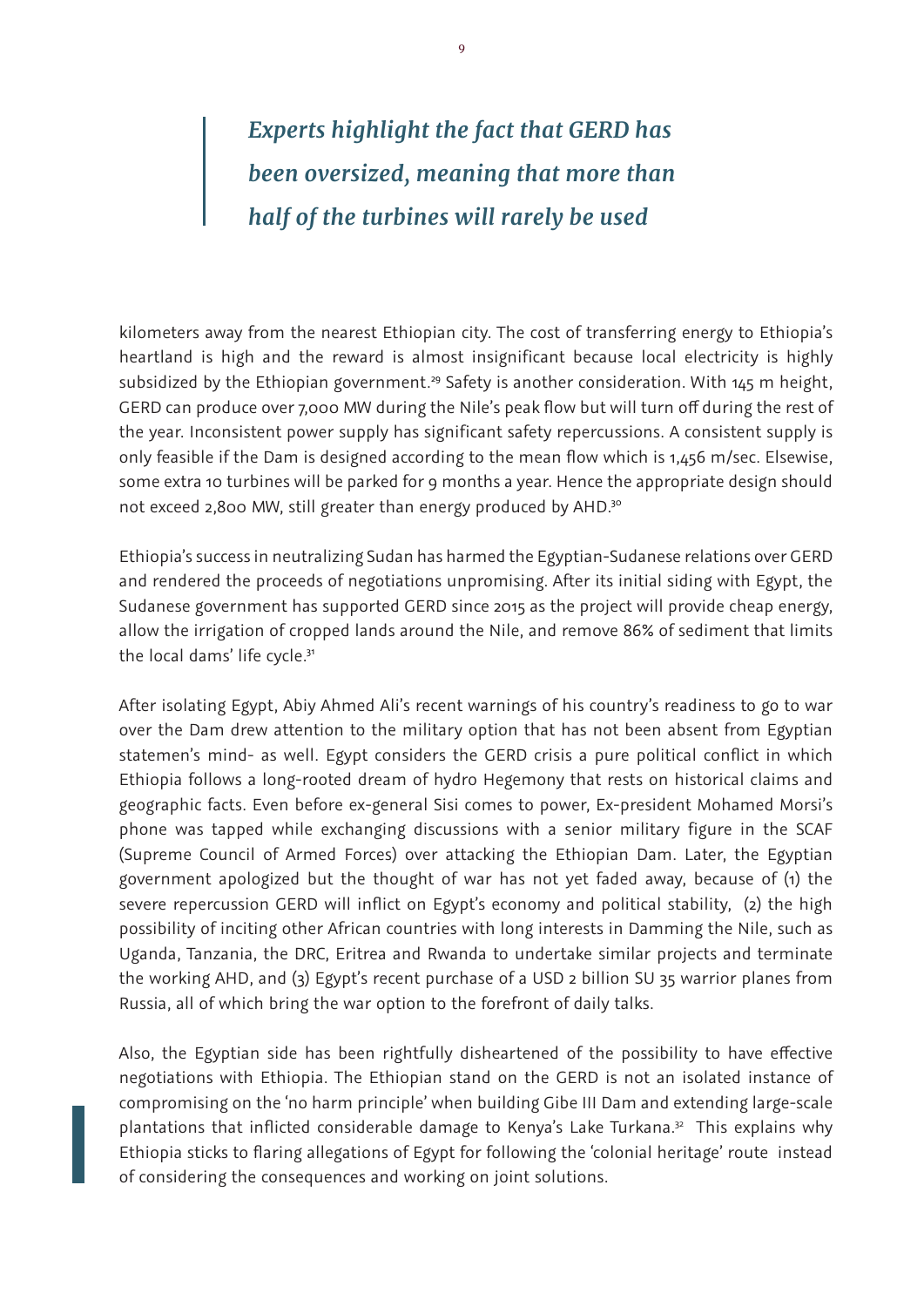> ***Experts highlight the fact that GERD has been oversized, meaning that more than half of the turbines will rarely be used***

kilometers away from the nearest Ethiopian city. The cost of transferring energy to Ethiopia's heartland is high and the reward is almost insignificant because local electricity is highly subsidized by the Ethiopian government.[29] Safety is another consideration. With 145 m height, GERD can produce over 7,000 MW during the Nile's peak flow but will turn off during the rest of the year. Inconsistent power supply has significant safety repercussions. A consistent supply is only feasible if the Dam is designed according to the mean flow which is 1,456 m/sec. Elsewise, some extra 10 turbines will be parked for 9 months a year. Hence the appropriate design should not exceed 2,800 MW, still greater than energy produced by AHD.[30]

Ethiopia's success in neutralizing Sudan has harmed the Egyptian-Sudanese relations over GERD and rendered the proceeds of negotiations unpromising. After its initial siding with Egypt, the Sudanese government has supported GERD since 2015 as the project will provide cheap energy, allow the irrigation of cropped lands around the Nile, and remove 86% of sediment that limits the local dams' life cycle.[31]

After isolating Egypt, Abiy Ahmed Ali's recent warnings of his country's readiness to go to war over the Dam drew attention to the military option that has not been absent from Egyptian statemen's mind- as well. Egypt considers the GERD crisis a pure political conflict in which Ethiopia follows a long-rooted dream of hydro Hegemony that rests on historical claims and geographic facts. Even before ex-general Sisi comes to power, Ex-president Mohamed Morsi's phone was tapped while exchanging discussions with a senior military figure in the SCAF (Supreme Council of Armed Forces) over attacking the Ethiopian Dam. Later, the Egyptian government apologized but the thought of war has not yet faded away, because of (1) the severe repercussion GERD will inflict on Egypt's economy and political stability, (2) the high possibility of inciting other African countries with long interests in Damming the Nile, such as Uganda, Tanzania, the DRC, Eritrea and Rwanda to undertake similar projects and terminate the working AHD, and (3) Egypt's recent purchase of a USD 2 billion SU 35 warrior planes from Russia, all of which bring the war option to the forefront of daily talks.

Also, the Egyptian side has been rightfully disheartened of the possibility to have effective negotiations with Ethiopia. The Ethiopian stand on the GERD is not an isolated instance of compromising on the 'no harm principle' when building Gibe III Dam and extending large-scale plantations that inflicted considerable damage to Kenya's Lake Turkana.[32] This explains why Ethiopia sticks to flaring allegations of Egypt for following the 'colonial heritage' route instead of considering the consequences and working on joint solutions.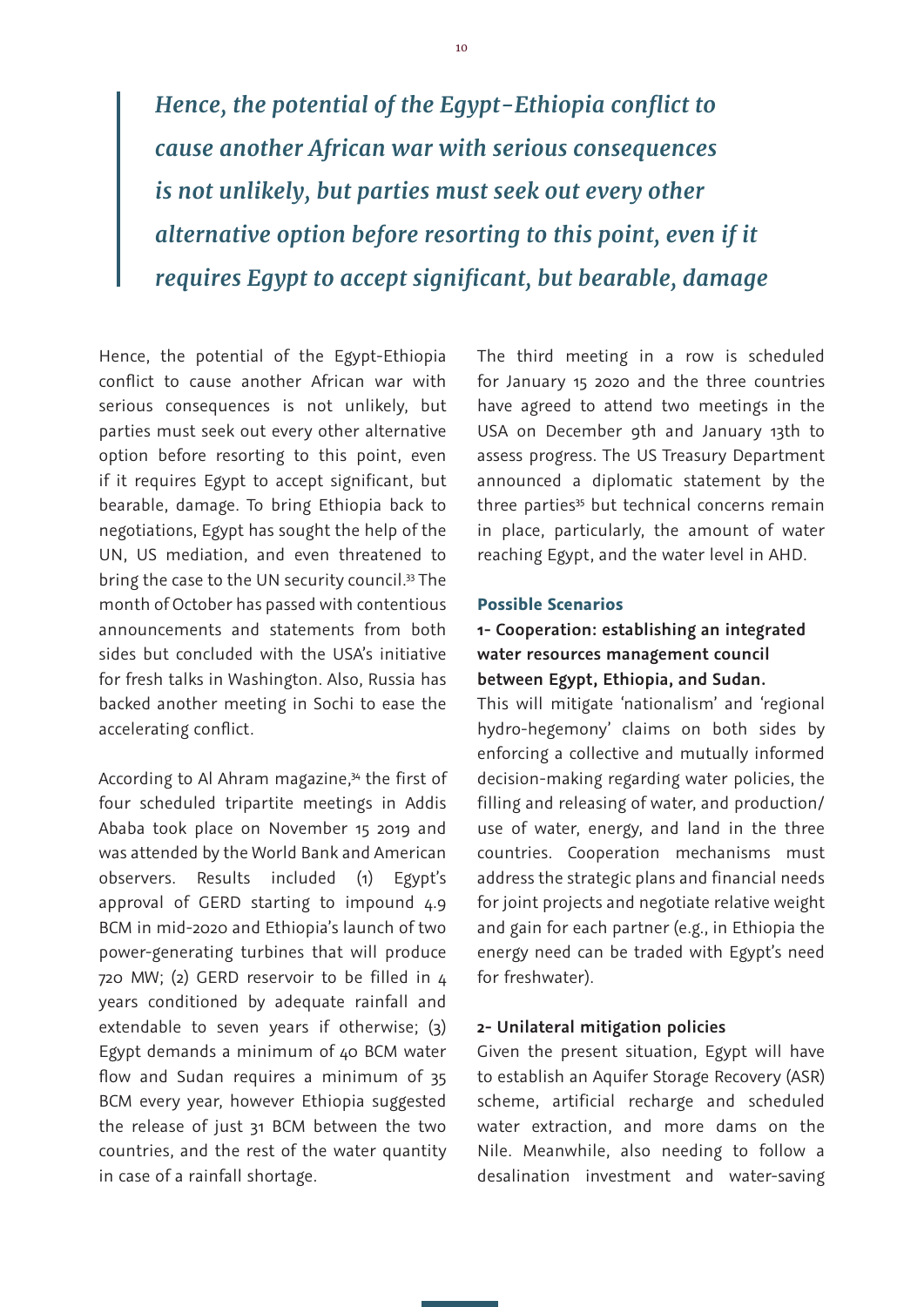> ***Hence, the potential of the Egypt-Ethiopia conflict to cause another African war with serious consequences is not unlikely, but parties must seek out every other alternative option before resorting to this point, even if it requires Egypt to accept significant, but bearable, damage***

Hence, the potential of the Egypt-Ethiopia conflict to cause another African war with serious consequences is not unlikely, but parties must seek out every other alternative option before resorting to this point, even if it requires Egypt to accept significant, but bearable, damage. To bring Ethiopia back to negotiations, Egypt has sought the help of the UN, US mediation, and even threatened to bring the case to the UN security council.[33] The month of October has passed with contentious announcements and statements from both sides but concluded with the USA's initiative for fresh talks in Washington. Also, Russia has backed another meeting in Sochi to ease the accelerating conflict.

According to Al Ahram magazine,[34] the first of four scheduled tripartite meetings in Addis Ababa took place on November 15 2019 and was attended by the World Bank and American observers. Results included (1) Egypt's approval of GERD starting to impound 4.9 BCM in mid-2020 and Ethiopia's launch of two power-generating turbines that will produce 720 MW; (2) GERD reservoir to be filled in 4 years conditioned by adequate rainfall and extendable to seven years if otherwise; (3) Egypt demands a minimum of 40 BCM water flow and Sudan requires a minimum of 35 BCM every year, however Ethiopia suggested the release of just 31 BCM between the two countries, and the rest of the water quantity in case of a rainfall shortage.

The third meeting in a row is scheduled for January 15 2020 and the three countries have agreed to attend two meetings in the USA on December 9th and January 13th to assess progress. The US Treasury Department announced a diplomatic statement by the three parties[35] but technical concerns remain in place, particularly, the amount of water reaching Egypt, and the water level in AHD.

## Possible Scenarios

### 1- Cooperation: establishing an integrated water resources management council between Egypt, Ethiopia, and Sudan.

This will mitigate 'nationalism' and 'regional hydro-hegemony' claims on both sides by enforcing a collective and mutually informed decision-making regarding water policies, the filling and releasing of water, and production/use of water, energy, and land in the three countries. Cooperation mechanisms must address the strategic plans and financial needs for joint projects and negotiate relative weight and gain for each partner (e.g., in Ethiopia the energy need can be traded with Egypt's need for freshwater).

### 2- Unilateral mitigation policies

Given the present situation, Egypt will have to establish an Aquifer Storage Recovery (ASR) scheme, artificial recharge and scheduled water extraction, and more dams on the Nile. Meanwhile, also needing to follow a desalination investment and water-saving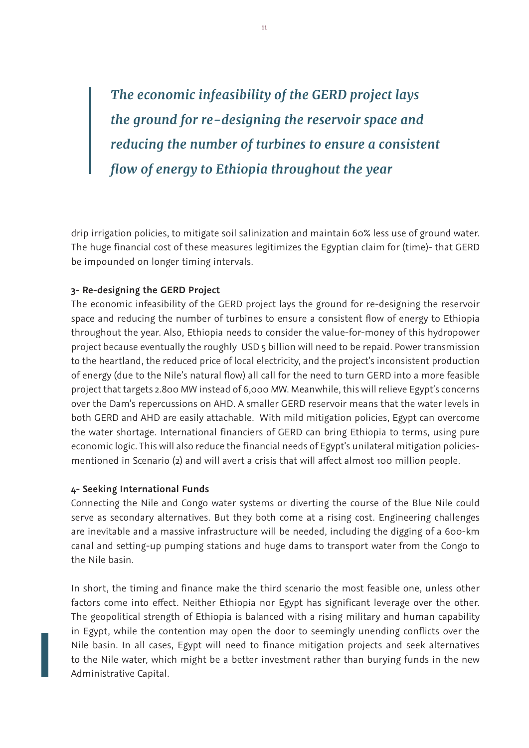> ***The economic infeasibility of the GERD project lays the ground for re-designing the reservoir space and reducing the number of turbines to ensure a consistent flow of energy to Ethiopia throughout the year***

drip irrigation policies, to mitigate soil salinization and maintain 60% less use of ground water. The huge financial cost of these measures legitimizes the Egyptian claim for (time)- that GERD be impounded on longer timing intervals.

**3- Re-designing the GERD Project**

The economic infeasibility of the GERD project lays the ground for re-designing the reservoir space and reducing the number of turbines to ensure a consistent flow of energy to Ethiopia throughout the year. Also, Ethiopia needs to consider the value-for-money of this hydropower project because eventually the roughly USD 5 billion will need to be repaid. Power transmission to the heartland, the reduced price of local electricity, and the project's inconsistent production of energy (due to the Nile's natural flow) all call for the need to turn GERD into a more feasible project that targets 2.800 MW instead of 6,000 MW. Meanwhile, this will relieve Egypt's concerns over the Dam's repercussions on AHD. A smaller GERD reservoir means that the water levels in both GERD and AHD are easily attachable. With mild mitigation policies, Egypt can overcome the water shortage. International financiers of GERD can bring Ethiopia to terms, using pure economic logic. This will also reduce the financial needs of Egypt's unilateral mitigation policies- mentioned in Scenario (2) and will avert a crisis that will affect almost 100 million people.

**4- Seeking International Funds**

Connecting the Nile and Congo water systems or diverting the course of the Blue Nile could serve as secondary alternatives. But they both come at a rising cost. Engineering challenges are inevitable and a massive infrastructure will be needed, including the digging of a 600-km canal and setting-up pumping stations and huge dams to transport water from the Congo to the Nile basin.

In short, the timing and finance make the third scenario the most feasible one, unless other factors come into effect. Neither Ethiopia nor Egypt has significant leverage over the other. The geopolitical strength of Ethiopia is balanced with a rising military and human capability in Egypt, while the contention may open the door to seemingly unending conflicts over the Nile basin. In all cases, Egypt will need to finance mitigation projects and seek alternatives to the Nile water, which might be a better investment rather than burying funds in the new Administrative Capital.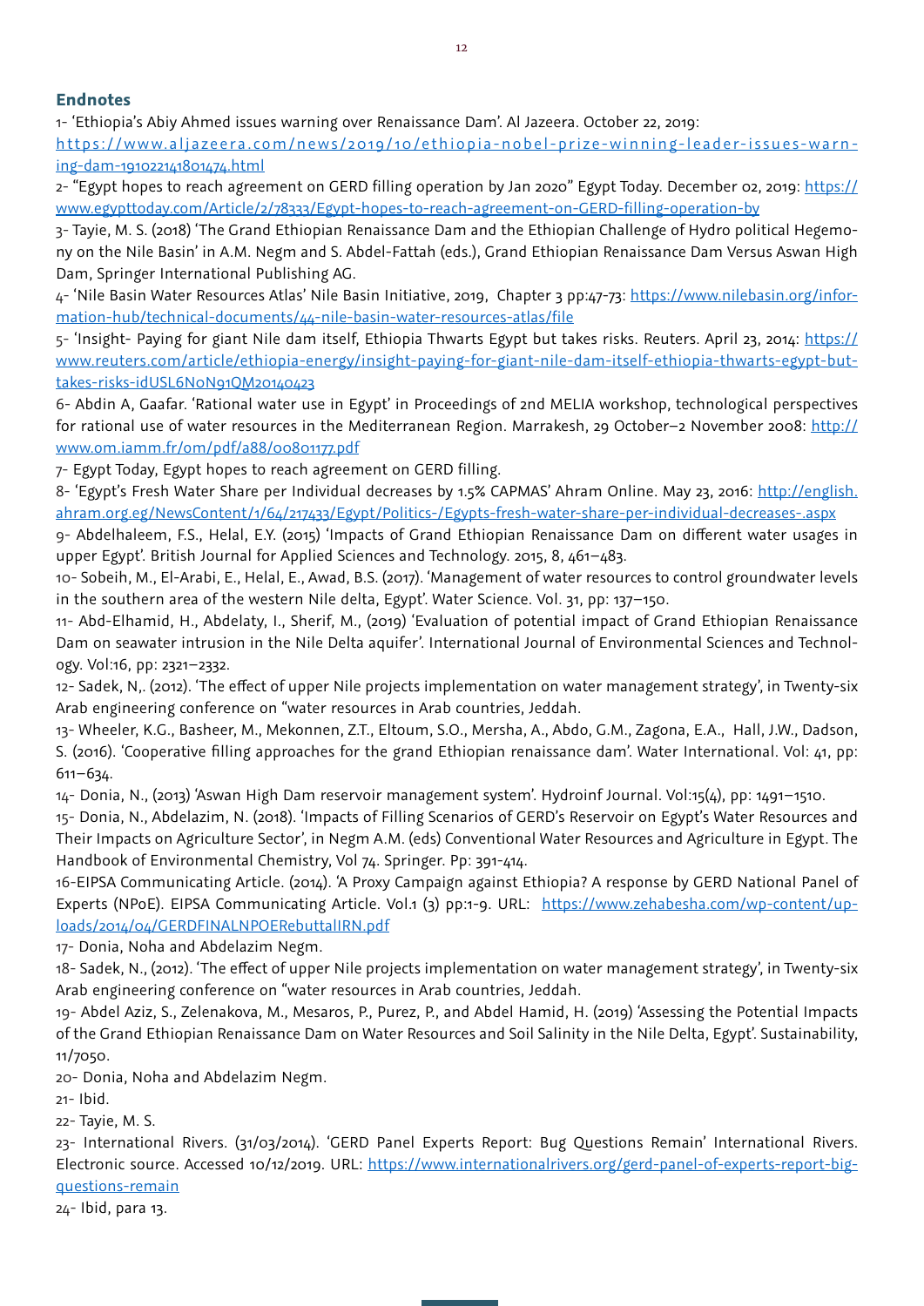## Endnotes

1- 'Ethiopia's Abiy Ahmed issues warning over Renaissance Dam'. Al Jazeera. October 22, 2019: https://www.aljazeera.com/news/2019/10/ethiopia-nobel-prize-winning-leader-issues-warning-dam-191022141801474.html

2- "Egypt hopes to reach agreement on GERD filling operation by Jan 2020" Egypt Today. December 02, 2019: https://www.egypttoday.com/Article/2/78333/Egypt-hopes-to-reach-agreement-on-GERD-filling-operation-by

3- Tayie, M. S. (2018) 'The Grand Ethiopian Renaissance Dam and the Ethiopian Challenge of Hydro political Hegemony on the Nile Basin' in A.M. Negm and S. Abdel-Fattah (eds.), Grand Ethiopian Renaissance Dam Versus Aswan High Dam, Springer International Publishing AG.

4- 'Nile Basin Water Resources Atlas' Nile Basin Initiative, 2019, Chapter 3 pp:47-73: https://www.nilebasin.org/information-hub/technical-documents/44-nile-basin-water-resources-atlas/file

5- 'Insight- Paying for giant Nile dam itself, Ethiopia Thwarts Egypt but takes risks. Reuters. April 23, 2014: https://www.reuters.com/article/ethiopia-energy/insight-paying-for-giant-nile-dam-itself-ethiopia-thwarts-egypt-but-takes-risks-idUSL6N0N91QM20140423

6- Abdin A, Gaafar. 'Rational water use in Egypt' in Proceedings of 2nd MELIA workshop, technological perspectives for rational use of water resources in the Mediterranean Region. Marrakesh, 29 October–2 November 2008: http://www.om.iamm.fr/om/pdf/a88/00801177.pdf

7- Egypt Today, Egypt hopes to reach agreement on GERD filling.

8- 'Egypt's Fresh Water Share per Individual decreases by 1.5% CAPMAS' Ahram Online. May 23, 2016: http://english.ahram.org.eg/NewsContent/1/64/217433/Egypt/Politics-/Egypts-fresh-water-share-per-individual-decreases-.aspx

9- Abdelhaleem, F.S., Helal, E.Y. (2015) 'Impacts of Grand Ethiopian Renaissance Dam on different water usages in upper Egypt'. British Journal for Applied Sciences and Technology. 2015, 8, 461–483.

10- Sobeih, M., El-Arabi, E., Helal, E., Awad, B.S. (2017). 'Management of water resources to control groundwater levels in the southern area of the western Nile delta, Egypt'. Water Science. Vol. 31, pp: 137–150.

11- Abd-Elhamid, H., Abdelaty, I., Sherif, M., (2019) 'Evaluation of potential impact of Grand Ethiopian Renaissance Dam on seawater intrusion in the Nile Delta aquifer'. International Journal of Environmental Sciences and Technology. Vol:16, pp: 2321–2332.

12- Sadek, N,. (2012). 'The effect of upper Nile projects implementation on water management strategy', in Twenty-six Arab engineering conference on "water resources in Arab countries, Jeddah.

13- Wheeler, K.G., Basheer, M., Mekonnen, Z.T., Eltoum, S.O., Mersha, A., Abdo, G.M., Zagona, E.A., Hall, J.W., Dadson, S. (2016). 'Cooperative filling approaches for the grand Ethiopian renaissance dam'. Water International. Vol: 41, pp: 611–634.

14- Donia, N., (2013) 'Aswan High Dam reservoir management system'. Hydroinf Journal. Vol:15(4), pp: 1491–1510.

15- Donia, N., Abdelazim, N. (2018). 'Impacts of Filling Scenarios of GERD's Reservoir on Egypt's Water Resources and Their Impacts on Agriculture Sector', in Negm A.M. (eds) Conventional Water Resources and Agriculture in Egypt. The Handbook of Environmental Chemistry, Vol 74. Springer. Pp: 391-414.

16-EIPSA Communicating Article. (2014). 'A Proxy Campaign against Ethiopia? A response by GERD National Panel of Experts (NPoE). EIPSA Communicating Article. Vol.1 (3) pp:1-9. URL: https://www.zehabesha.com/wp-content/uploads/2014/04/GERDFINALNPOERebuttalIRN.pdf

17- Donia, Noha and Abdelazim Negm.

18- Sadek, N., (2012). 'The effect of upper Nile projects implementation on water management strategy', in Twenty-six Arab engineering conference on "water resources in Arab countries, Jeddah.

19- Abdel Aziz, S., Zelenakova, M., Mesaros, P., Purez, P., and Abdel Hamid, H. (2019) 'Assessing the Potential Impacts of the Grand Ethiopian Renaissance Dam on Water Resources and Soil Salinity in the Nile Delta, Egypt'. Sustainability, 11/7050.

20- Donia, Noha and Abdelazim Negm.

21- Ibid.

22- Tayie, M. S.

23- International Rivers. (31/03/2014). 'GERD Panel Experts Report: Bug Questions Remain' International Rivers. Electronic source. Accessed 10/12/2019. URL: https://www.internationalrivers.org/gerd-panel-of-experts-report-big-questions-remain

24- Ibid, para 13.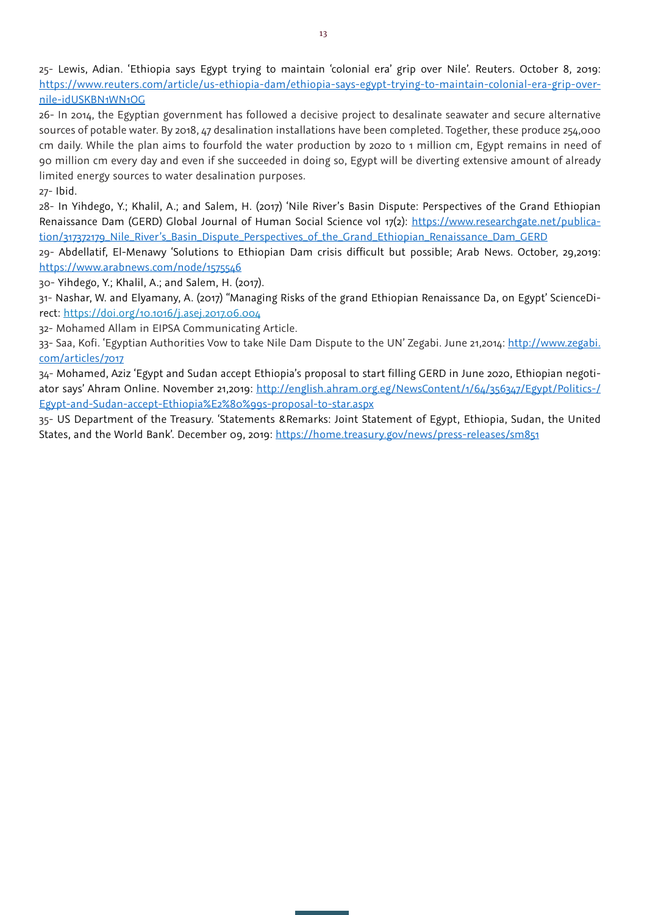25- Lewis, Adian. 'Ethiopia says Egypt trying to maintain 'colonial era' grip over Nile'. Reuters. October 8, 2019: https://www.reuters.com/article/us-ethiopia-dam/ethiopia-says-egypt-trying-to-maintain-colonial-era-grip-over-nile-idUSKBN1WN1OG

26- In 2014, the Egyptian government has followed a decisive project to desalinate seawater and secure alternative sources of potable water. By 2018, 47 desalination installations have been completed. Together, these produce 254,000 cm daily. While the plan aims to fourfold the water production by 2020 to 1 million cm, Egypt remains in need of 90 million cm every day and even if she succeeded in doing so, Egypt will be diverting extensive amount of already limited energy sources to water desalination purposes.

27- Ibid.

28- In Yihdego, Y.; Khalil, A.; and Salem, H. (2017) 'Nile River's Basin Dispute: Perspectives of the Grand Ethiopian Renaissance Dam (GERD) Global Journal of Human Social Science vol 17(2): https://www.researchgate.net/publication/317372179_Nile_River's_Basin_Dispute_Perspectives_of_the_Grand_Ethiopian_Renaissance_Dam_GERD

29- Abdellatif, El-Menawy 'Solutions to Ethiopian Dam crisis difficult but possible; Arab News. October, 29,2019: https://www.arabnews.com/node/1575546

30- Yihdego, Y.; Khalil, A.; and Salem, H. (2017).

31- Nashar, W. and Elyamany, A. (2017) "Managing Risks of the grand Ethiopian Renaissance Da, on Egypt' ScienceDirect: https://doi.org/10.1016/j.asej.2017.06.004

32- Mohamed Allam in EIPSA Communicating Article.

33- Saa, Kofi. 'Egyptian Authorities Vow to take Nile Dam Dispute to the UN' Zegabi. June 21,2014: http://www.zegabi.com/articles/7017

34- Mohamed, Aziz 'Egypt and Sudan accept Ethiopia's proposal to start filling GERD in June 2020, Ethiopian negotiator says' Ahram Online. November 21,2019: http://english.ahram.org.eg/NewsContent/1/64/356347/Egypt/Politics-/Egypt-and-Sudan-accept-Ethiopia%E2%80%99s-proposal-to-star.aspx

35- US Department of the Treasury. 'Statements &Remarks: Joint Statement of Egypt, Ethiopia, Sudan, the United States, and the World Bank'. December 09, 2019: https://home.treasury.gov/news/press-releases/sm851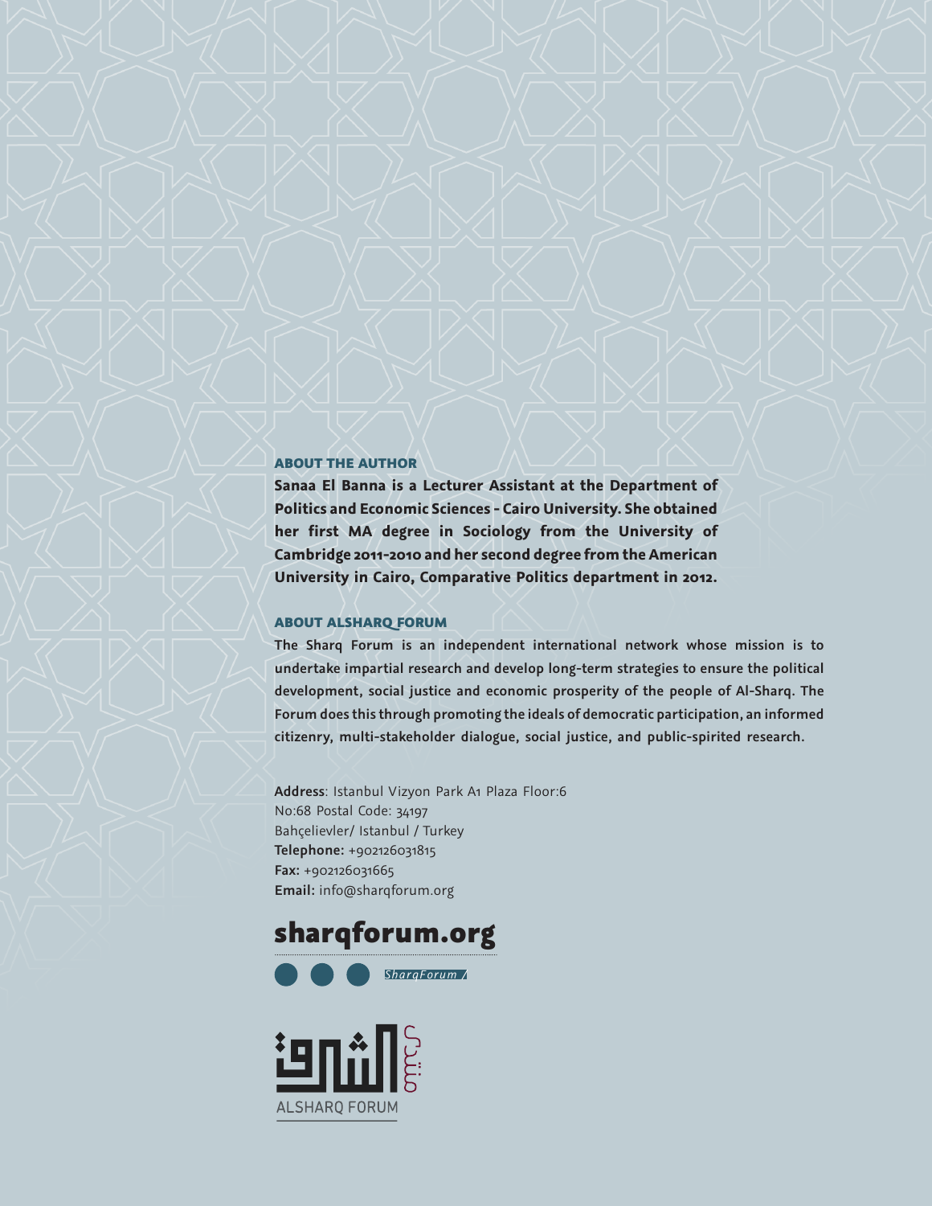### ABOUT THE AUTHOR

**Sanaa El Banna is a Lecturer Assistant at the Department of Politics and Economic Sciences - Cairo University. She obtained her first MA degree in Sociology from the University of Cambridge 2011-2010 and her second degree from the American University in Cairo, Comparative Politics department in 2012.**

### ABOUT ALSHARQ FORUM

**The Sharq Forum is an independent international network whose mission is to undertake impartial research and develop long-term strategies to ensure the political development, social justice and economic prosperity of the people of Al-Sharq. The Forum does this through promoting the ideals of democratic participation, an informed citizenry, multi-stakeholder dialogue, social justice, and public-spirited research.**

**Address**: Istanbul Vizyon Park A1 Plaza Floor:6
No:68 Postal Code: 34197
Bahçelievler/ Istanbul / Turkey
**Telephone:** +902126031815
**Fax:** +902126031665
**Email:** info@sharqforum.org

**sharqforum.org**

*SharqForum /*

منتدى الشرق
ALSHARQ FORUM